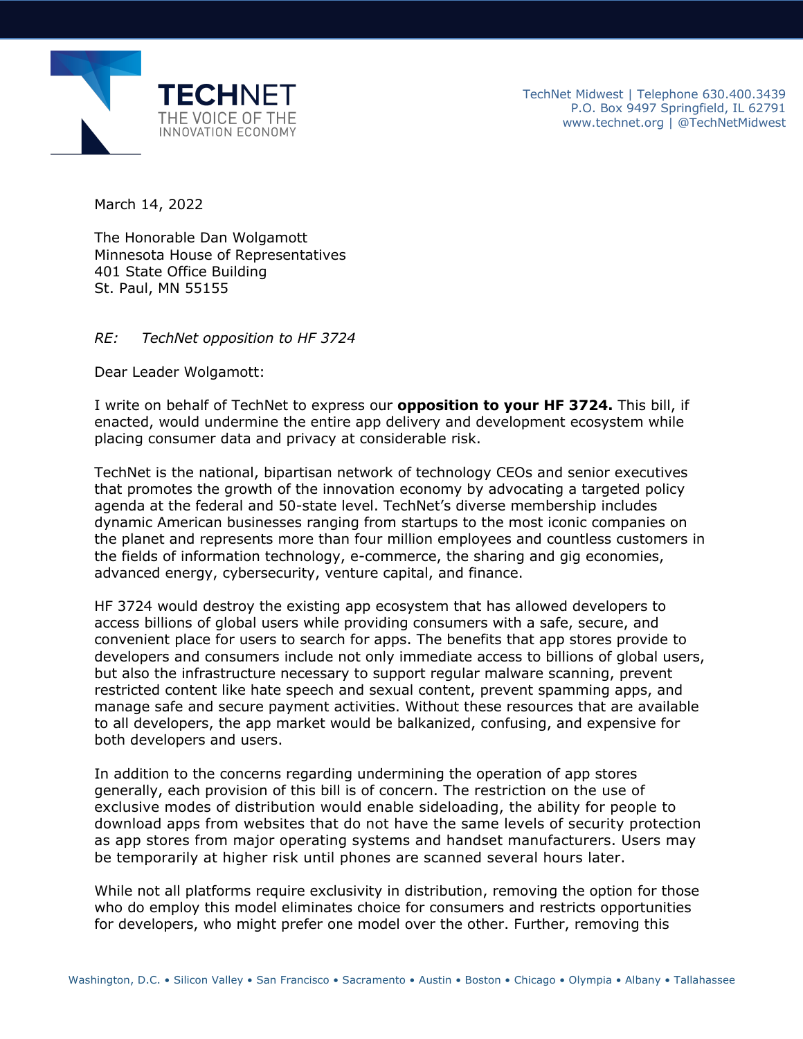**TECHNET**
THE VOICE OF THE INNOVATION ECONOMY

TechNet Midwest | Telephone 630.400.3439
P.O. Box 9497 Springfield, IL 62791
www.technet.org | @TechNetMidwest

March 14, 2022

The Honorable Dan Wolgamott
Minnesota House of Representatives
401 State Office Building
St. Paul, MN 55155

*RE: TechNet opposition to HF 3724*

Dear Leader Wolgamott:

I write on behalf of TechNet to express our **opposition to your HF 3724.** This bill, if enacted, would undermine the entire app delivery and development ecosystem while placing consumer data and privacy at considerable risk.

TechNet is the national, bipartisan network of technology CEOs and senior executives that promotes the growth of the innovation economy by advocating a targeted policy agenda at the federal and 50-state level. TechNet's diverse membership includes dynamic American businesses ranging from startups to the most iconic companies on the planet and represents more than four million employees and countless customers in the fields of information technology, e-commerce, the sharing and gig economies, advanced energy, cybersecurity, venture capital, and finance.

HF 3724 would destroy the existing app ecosystem that has allowed developers to access billions of global users while providing consumers with a safe, secure, and convenient place for users to search for apps. The benefits that app stores provide to developers and consumers include not only immediate access to billions of global users, but also the infrastructure necessary to support regular malware scanning, prevent restricted content like hate speech and sexual content, prevent spamming apps, and manage safe and secure payment activities. Without these resources that are available to all developers, the app market would be balkanized, confusing, and expensive for both developers and users.

In addition to the concerns regarding undermining the operation of app stores generally, each provision of this bill is of concern. The restriction on the use of exclusive modes of distribution would enable sideloading, the ability for people to download apps from websites that do not have the same levels of security protection as app stores from major operating systems and handset manufacturers. Users may be temporarily at higher risk until phones are scanned several hours later.

While not all platforms require exclusivity in distribution, removing the option for those who do employ this model eliminates choice for consumers and restricts opportunities for developers, who might prefer one model over the other. Further, removing this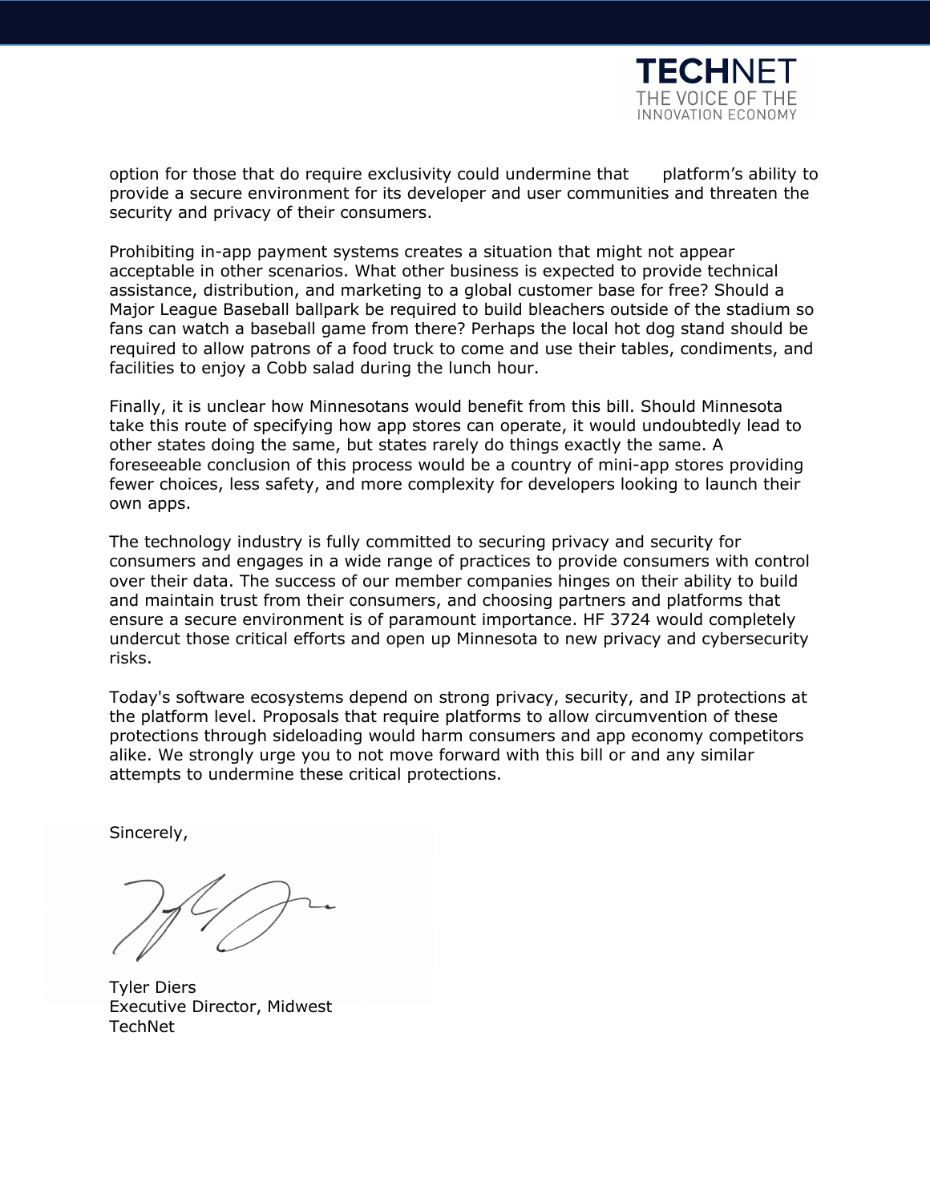option for those that do require exclusivity could undermine that platform's ability to provide a secure environment for its developer and user communities and threaten the security and privacy of their consumers.

Prohibiting in-app payment systems creates a situation that might not appear acceptable in other scenarios. What other business is expected to provide technical assistance, distribution, and marketing to a global customer base for free? Should a Major League Baseball ballpark be required to build bleachers outside of the stadium so fans can watch a baseball game from there? Perhaps the local hot dog stand should be required to allow patrons of a food truck to come and use their tables, condiments, and facilities to enjoy a Cobb salad during the lunch hour.

Finally, it is unclear how Minnesotans would benefit from this bill. Should Minnesota take this route of specifying how app stores can operate, it would undoubtedly lead to other states doing the same, but states rarely do things exactly the same. A foreseeable conclusion of this process would be a country of mini-app stores providing fewer choices, less safety, and more complexity for developers looking to launch their own apps.

The technology industry is fully committed to securing privacy and security for consumers and engages in a wide range of practices to provide consumers with control over their data. The success of our member companies hinges on their ability to build and maintain trust from their consumers, and choosing partners and platforms that ensure a secure environment is of paramount importance. HF 3724 would completely undercut those critical efforts and open up Minnesota to new privacy and cybersecurity risks.

Today's software ecosystems depend on strong privacy, security, and IP protections at the platform level. Proposals that require platforms to allow circumvention of these protections through sideloading would harm consumers and app economy competitors alike. We strongly urge you to not move forward with this bill or and any similar attempts to undermine these critical protections.

Sincerely,

Tyler Diers
Executive Director, Midwest
TechNet